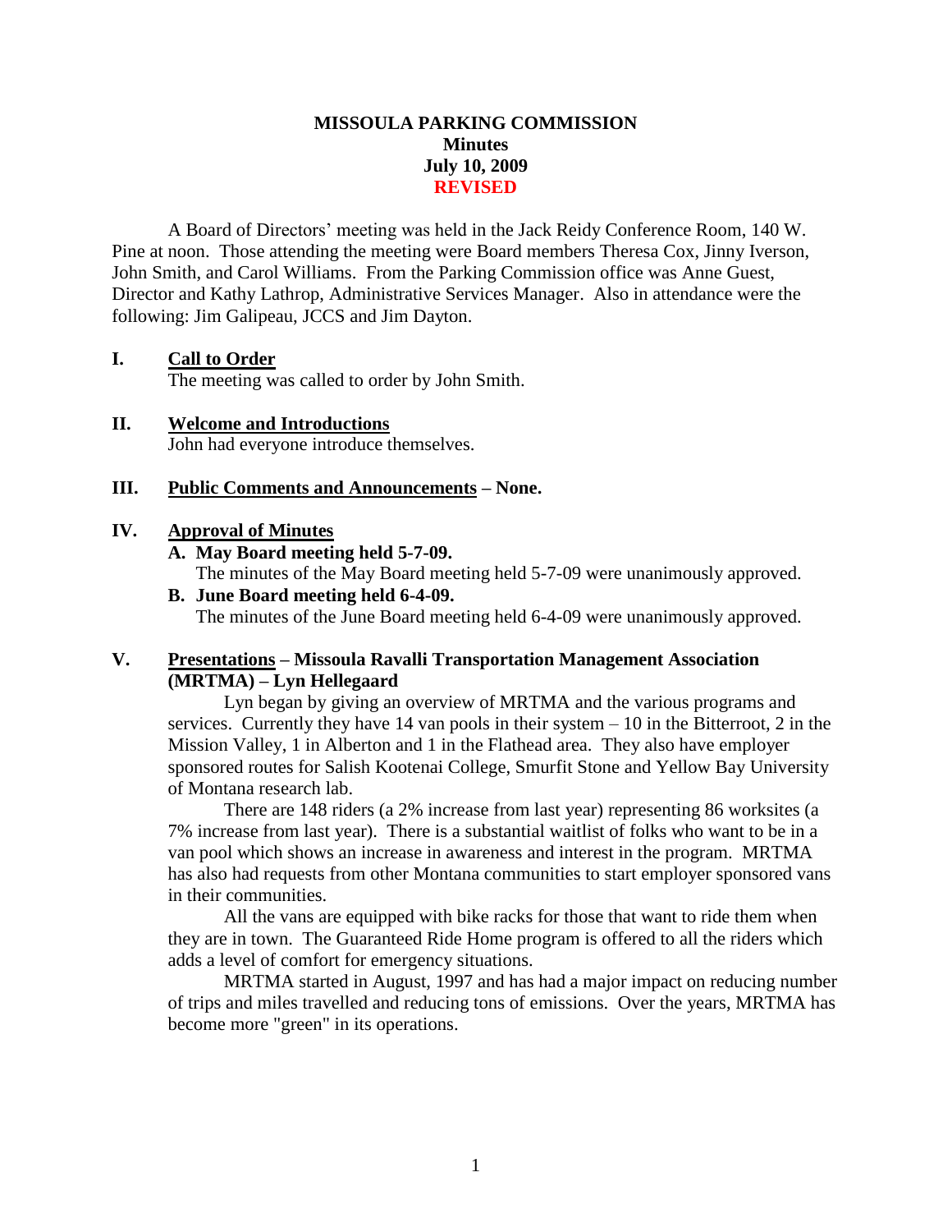# MISSOULA PARKING COMMISSION
## Minutes
## July 10, 2009
## REVISED

A Board of Directors' meeting was held in the Jack Reidy Conference Room, 140 W. Pine at noon. Those attending the meeting were Board members Theresa Cox, Jinny Iverson, John Smith, and Carol Williams. From the Parking Commission office was Anne Guest, Director and Kathy Lathrop, Administrative Services Manager. Also in attendance were the following: Jim Galipeau, JCCS and Jim Dayton.

**I. Call to Order**

The meeting was called to order by John Smith.

**II. Welcome and Introductions**

John had everyone introduce themselves.

**III. Public Comments and Announcements – None.**

**IV. Approval of Minutes**

**A. May Board meeting held 5-7-09.**

The minutes of the May Board meeting held 5-7-09 were unanimously approved.

**B. June Board meeting held 6-4-09.**

The minutes of the June Board meeting held 6-4-09 were unanimously approved.

**V. Presentations – Missoula Ravalli Transportation Management Association (MRTMA) – Lyn Hellegaard**

Lyn began by giving an overview of MRTMA and the various programs and services. Currently they have 14 van pools in their system – 10 in the Bitterroot, 2 in the Mission Valley, 1 in Alberton and 1 in the Flathead area. They also have employer sponsored routes for Salish Kootenai College, Smurfit Stone and Yellow Bay University of Montana research lab.

There are 148 riders (a 2% increase from last year) representing 86 worksites (a 7% increase from last year). There is a substantial waitlist of folks who want to be in a van pool which shows an increase in awareness and interest in the program. MRTMA has also had requests from other Montana communities to start employer sponsored vans in their communities.

All the vans are equipped with bike racks for those that want to ride them when they are in town. The Guaranteed Ride Home program is offered to all the riders which adds a level of comfort for emergency situations.

MRTMA started in August, 1997 and has had a major impact on reducing number of trips and miles travelled and reducing tons of emissions. Over the years, MRTMA has become more "green" in its operations.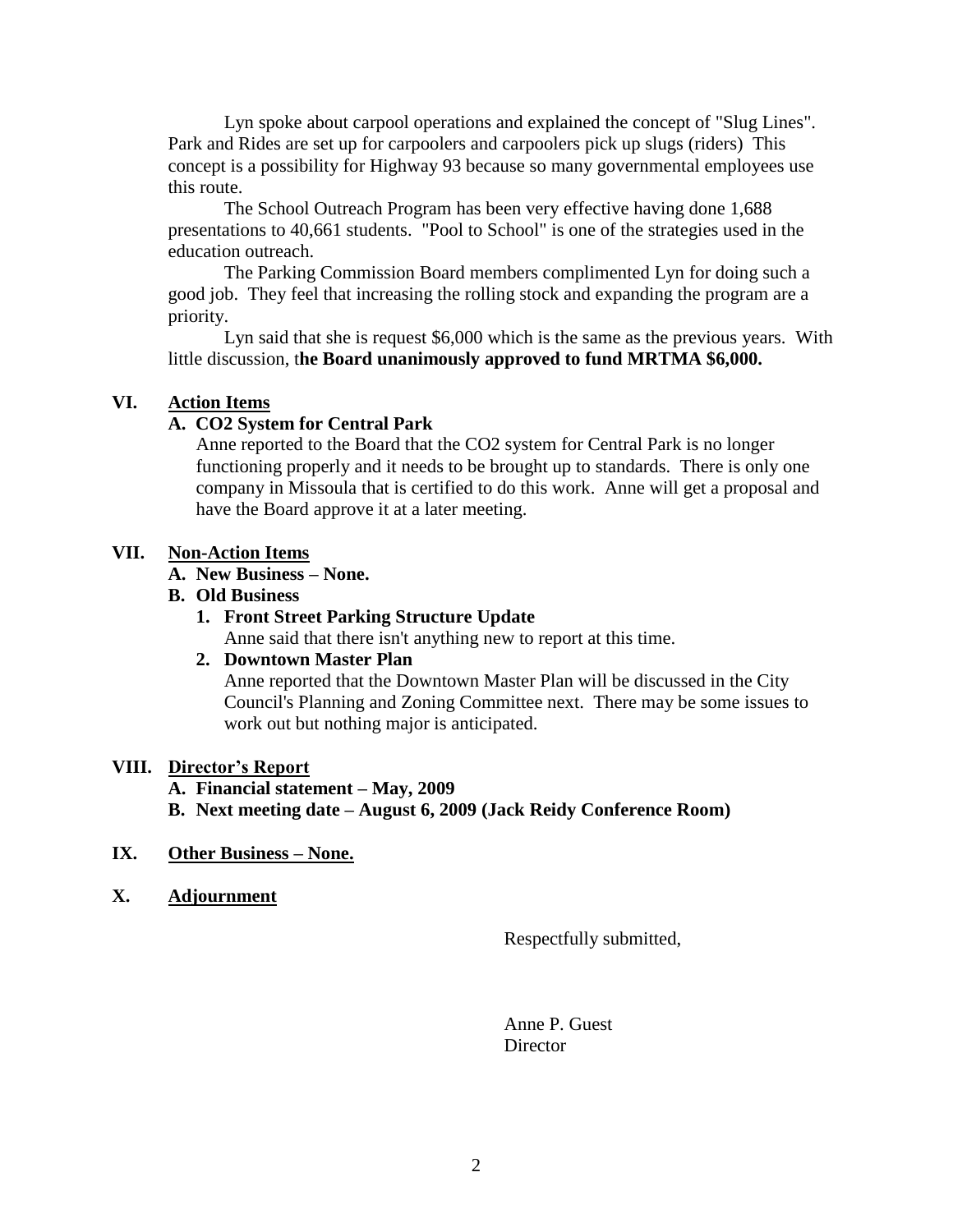Lyn spoke about carpool operations and explained the concept of "Slug Lines". Park and Rides are set up for carpoolers and carpoolers pick up slugs (riders) This concept is a possibility for Highway 93 because so many governmental employees use this route.

The School Outreach Program has been very effective having done 1,688 presentations to 40,661 students. "Pool to School" is one of the strategies used in the education outreach.

The Parking Commission Board members complimented Lyn for doing such a good job. They feel that increasing the rolling stock and expanding the program are a priority.

Lyn said that she is request $6,000 which is the same as the previous years. With little discussion, t**he Board unanimously approved to fund MRTMA $6,000.**

## VI. Action Items

### A. CO2 System for Central Park

Anne reported to the Board that the $CO_2$ system for Central Park is no longer functioning properly and it needs to be brought up to standards. There is only one company in Missoula that is certified to do this work. Anne will get a proposal and have the Board approve it at a later meeting.

## VII. Non-Action Items

### A. New Business – None.

### B. Old Business

**1. Front Street Parking Structure Update**

Anne said that there isn't anything new to report at this time.

**2. Downtown Master Plan**

Anne reported that the Downtown Master Plan will be discussed in the City Council's Planning and Zoning Committee next. There may be some issues to work out but nothing major is anticipated.

## VIII. Director's Report

**A. Financial statement – May, 2009**

**B. Next meeting date – August 6, 2009 (Jack Reidy Conference Room)**

## IX. Other Business – None.

## X. Adjournment

Respectfully submitted,

Anne P. Guest
Director